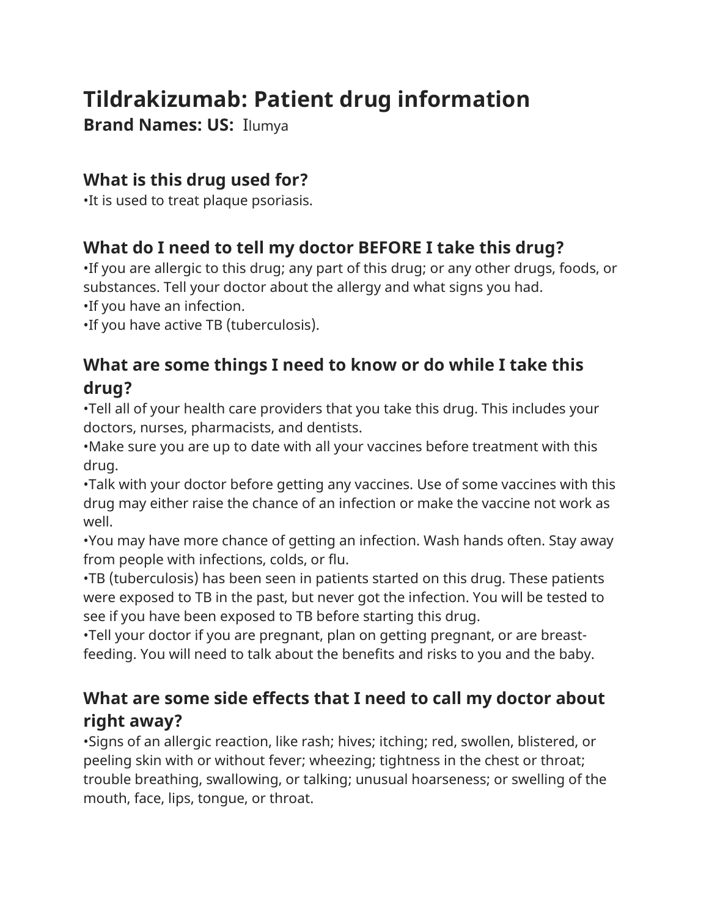# Tildrakizumab: Patient drug information

**Brand Names: US:** Ilumya

## What is this drug used for?

•It is used to treat plaque psoriasis.

## What do I need to tell my doctor BEFORE I take this drug?

•If you are allergic to this drug; any part of this drug; or any other drugs, foods, or substances. Tell your doctor about the allergy and what signs you had.
•If you have an infection.
•If you have active TB (tuberculosis).

## What are some things I need to know or do while I take this drug?

•Tell all of your health care providers that you take this drug. This includes your doctors, nurses, pharmacists, and dentists.
•Make sure you are up to date with all your vaccines before treatment with this drug.
•Talk with your doctor before getting any vaccines. Use of some vaccines with this drug may either raise the chance of an infection or make the vaccine not work as well.
•You may have more chance of getting an infection. Wash hands often. Stay away from people with infections, colds, or flu.
•TB (tuberculosis) has been seen in patients started on this drug. These patients were exposed to TB in the past, but never got the infection. You will be tested to see if you have been exposed to TB before starting this drug.
•Tell your doctor if you are pregnant, plan on getting pregnant, or are breast-feeding. You will need to talk about the benefits and risks to you and the baby.

## What are some side effects that I need to call my doctor about right away?

•Signs of an allergic reaction, like rash; hives; itching; red, swollen, blistered, or peeling skin with or without fever; wheezing; tightness in the chest or throat; trouble breathing, swallowing, or talking; unusual hoarseness; or swelling of the mouth, face, lips, tongue, or throat.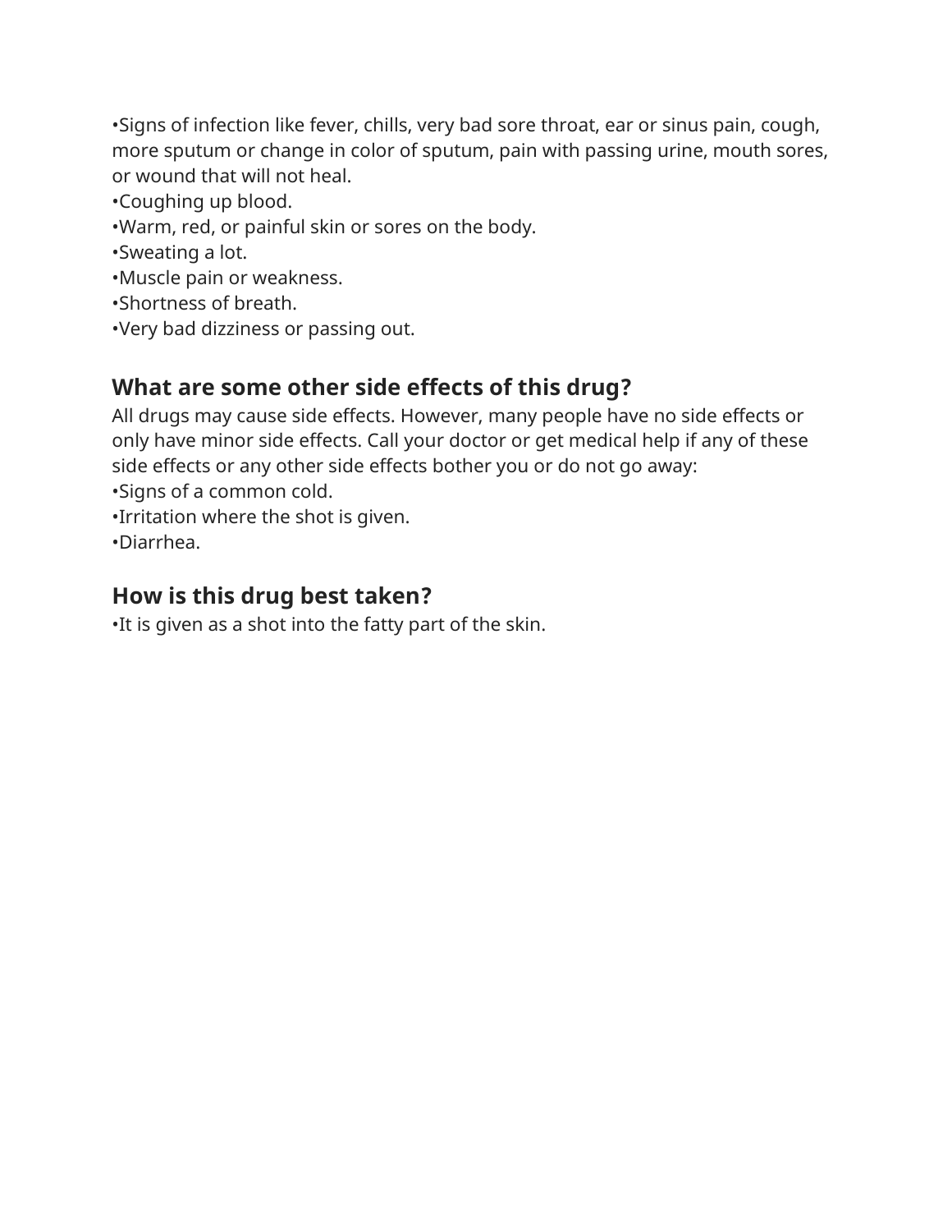•Signs of infection like fever, chills, very bad sore throat, ear or sinus pain, cough, more sputum or change in color of sputum, pain with passing urine, mouth sores, or wound that will not heal.
•Coughing up blood.
•Warm, red, or painful skin or sores on the body.
•Sweating a lot.
•Muscle pain or weakness.
•Shortness of breath.
•Very bad dizziness or passing out.

## What are some other side effects of this drug?

All drugs may cause side effects. However, many people have no side effects or only have minor side effects. Call your doctor or get medical help if any of these side effects or any other side effects bother you or do not go away:
•Signs of a common cold.
•Irritation where the shot is given.
•Diarrhea.

## How is this drug best taken?

•It is given as a shot into the fatty part of the skin.